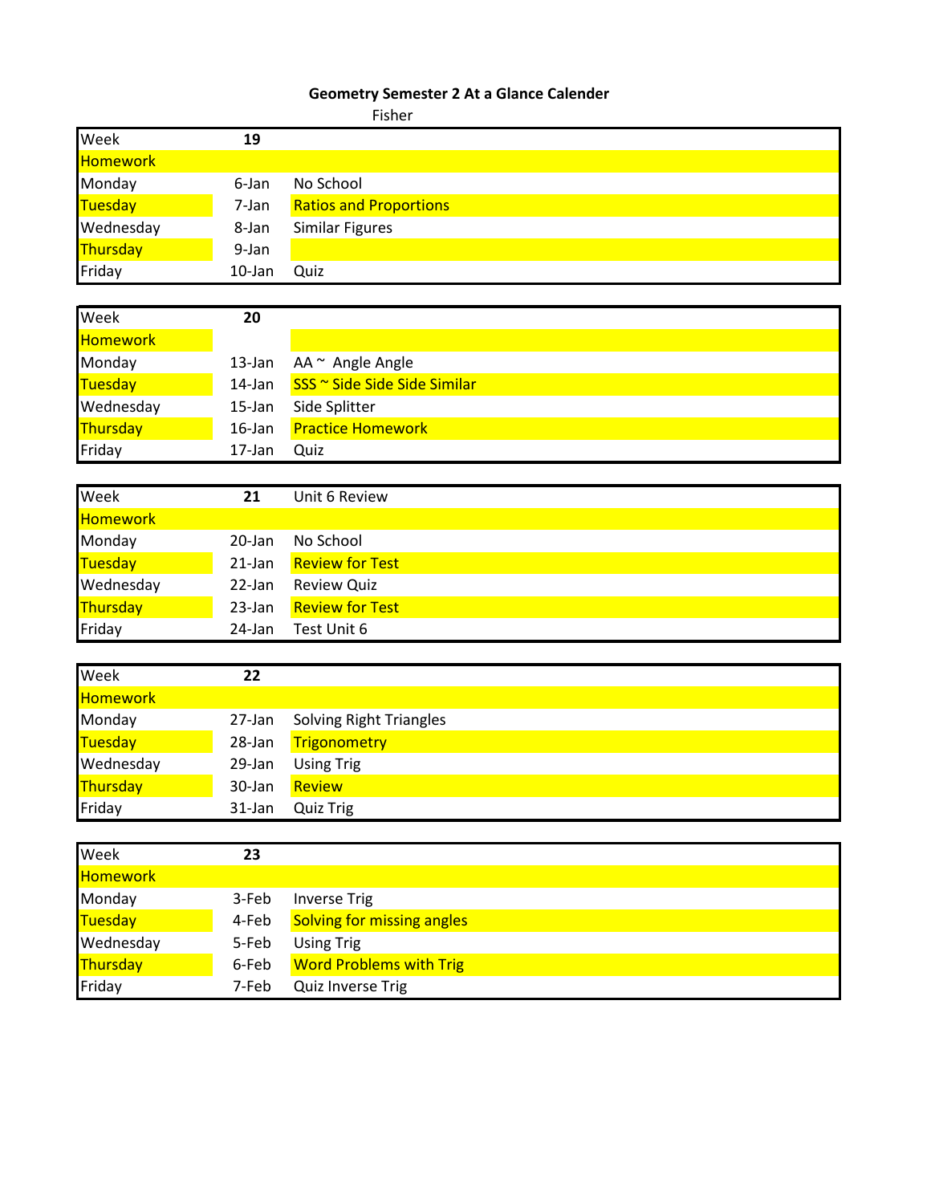**Geometry Semester 2 At a Glance Calender**

Fisher

| Week | 19 | |
|---|---|---|
| Homework | | |
| Monday | 6-Jan | No School |
| Tuesday | 7-Jan | Ratios and Proportions |
| Wednesday | 8-Jan | Similar Figures |
| Thursday | 9-Jan | |
| Friday | 10-Jan | Quiz |

| Week | 20 | |
|---|---|---|
| Homework | | |
| Monday | 13-Jan | AA ~ Angle Angle |
| Tuesday | 14-Jan | SSS ~ Side Side Side Similar |
| Wednesday | 15-Jan | Side Splitter |
| Thursday | 16-Jan | Practice Homework |
| Friday | 17-Jan | Quiz |

| Week | 21 | Unit 6 Review |
|---|---|---|
| Homework | | |
| Monday | 20-Jan | No School |
| Tuesday | 21-Jan | Review for Test |
| Wednesday | 22-Jan | Review Quiz |
| Thursday | 23-Jan | Review for Test |
| Friday | 24-Jan | Test Unit 6 |

| Week | 22 | |
|---|---|---|
| Homework | | |
| Monday | 27-Jan | Solving Right Triangles |
| Tuesday | 28-Jan | Trigonometry |
| Wednesday | 29-Jan | Using Trig |
| Thursday | 30-Jan | Review |
| Friday | 31-Jan | Quiz Trig |

| Week | 23 | |
|---|---|---|
| Homework | | |
| Monday | 3-Feb | Inverse Trig |
| Tuesday | 4-Feb | Solving for missing angles |
| Wednesday | 5-Feb | Using Trig |
| Thursday | 6-Feb | Word Problems with Trig |
| Friday | 7-Feb | Quiz Inverse Trig |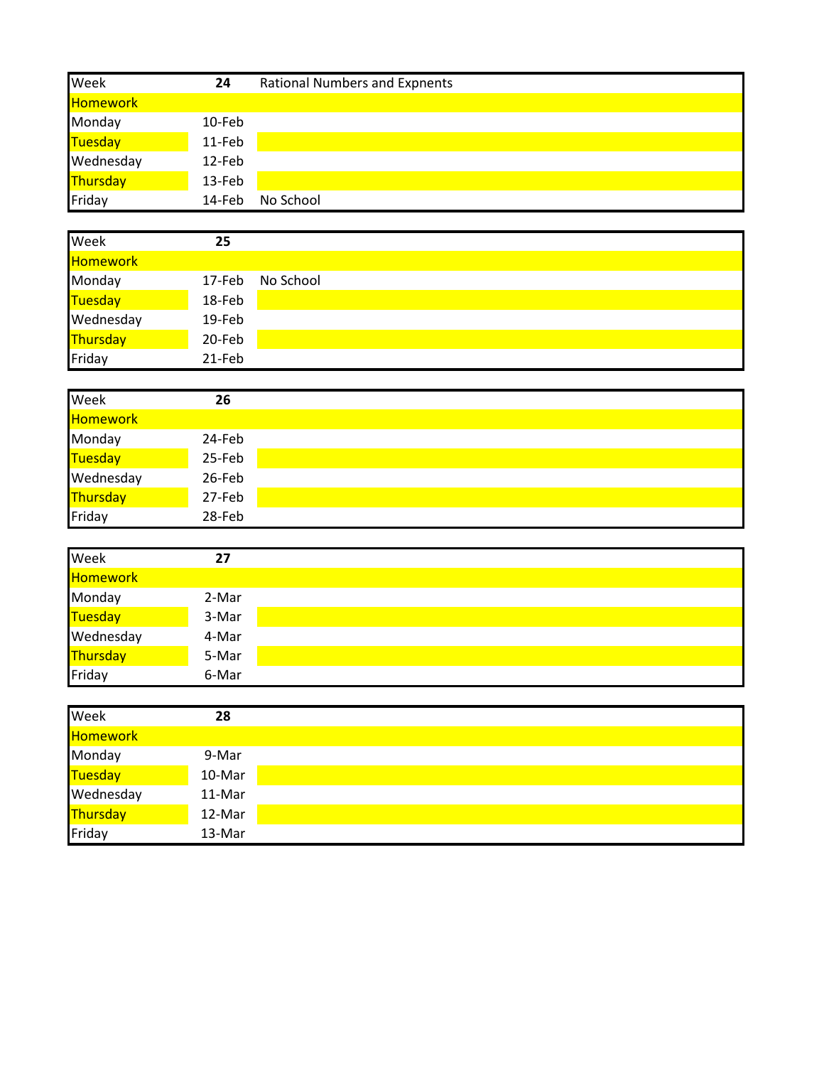| Week | 24 | Rational Numbers and Expnents |
|---|---|---|
| Homework | | |
| Monday | 10-Feb | |
| Tuesday | 11-Feb | |
| Wednesday | 12-Feb | |
| Thursday | 13-Feb | |
| Friday | 14-Feb | No School |

| Week | 25 | |
|---|---|---|
| Homework | | |
| Monday | 17-Feb | No School |
| Tuesday | 18-Feb | |
| Wednesday | 19-Feb | |
| Thursday | 20-Feb | |
| Friday | 21-Feb | |

| Week | 26 | |
|---|---|---|
| Homework | | |
| Monday | 24-Feb | |
| Tuesday | 25-Feb | |
| Wednesday | 26-Feb | |
| Thursday | 27-Feb | |
| Friday | 28-Feb | |

| Week | 27 | |
|---|---|---|
| Homework | | |
| Monday | 2-Mar | |
| Tuesday | 3-Mar | |
| Wednesday | 4-Mar | |
| Thursday | 5-Mar | |
| Friday | 6-Mar | |

| Week | 28 | |
|---|---|---|
| Homework | | |
| Monday | 9-Mar | |
| Tuesday | 10-Mar | |
| Wednesday | 11-Mar | |
| Thursday | 12-Mar | |
| Friday | 13-Mar | |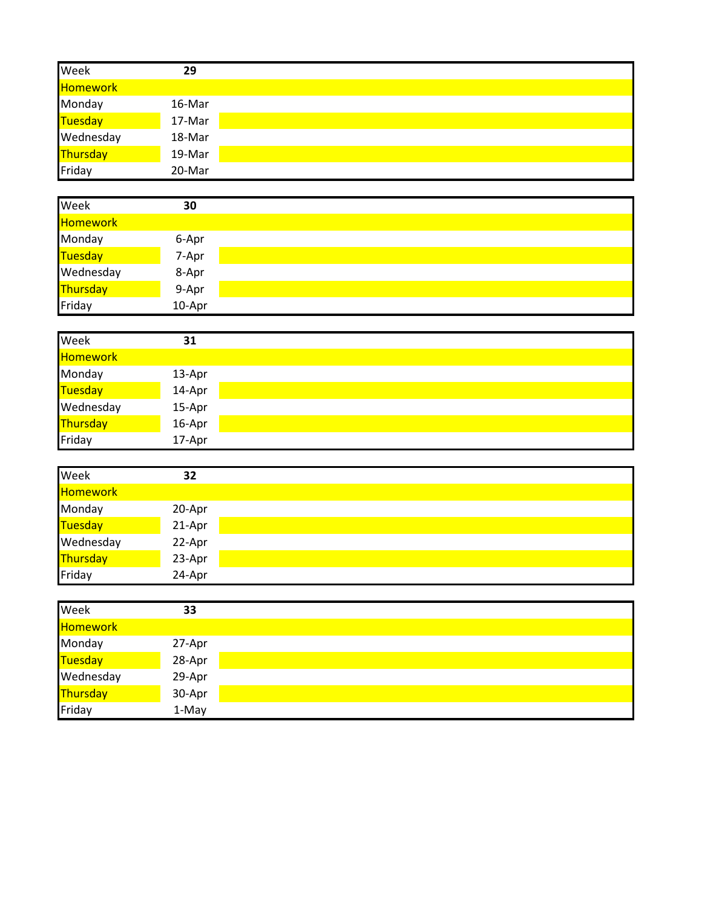| Week | 29 | |
|---|---|---|
| Homework | | |
| Monday | 16-Mar | |
| Tuesday | 17-Mar | |
| Wednesday | 18-Mar | |
| Thursday | 19-Mar | |
| Friday | 20-Mar | |

| Week | 30 | |
|---|---|---|
| Homework | | |
| Monday | 6-Apr | |
| Tuesday | 7-Apr | |
| Wednesday | 8-Apr | |
| Thursday | 9-Apr | |
| Friday | 10-Apr | |

| Week | 31 | |
|---|---|---|
| Homework | | |
| Monday | 13-Apr | |
| Tuesday | 14-Apr | |
| Wednesday | 15-Apr | |
| Thursday | 16-Apr | |
| Friday | 17-Apr | |

| Week | 32 | |
|---|---|---|
| Homework | | |
| Monday | 20-Apr | |
| Tuesday | 21-Apr | |
| Wednesday | 22-Apr | |
| Thursday | 23-Apr | |
| Friday | 24-Apr | |

| Week | 33 | |
|---|---|---|
| Homework | | |
| Monday | 27-Apr | |
| Tuesday | 28-Apr | |
| Wednesday | 29-Apr | |
| Thursday | 30-Apr | |
| Friday | 1-May | |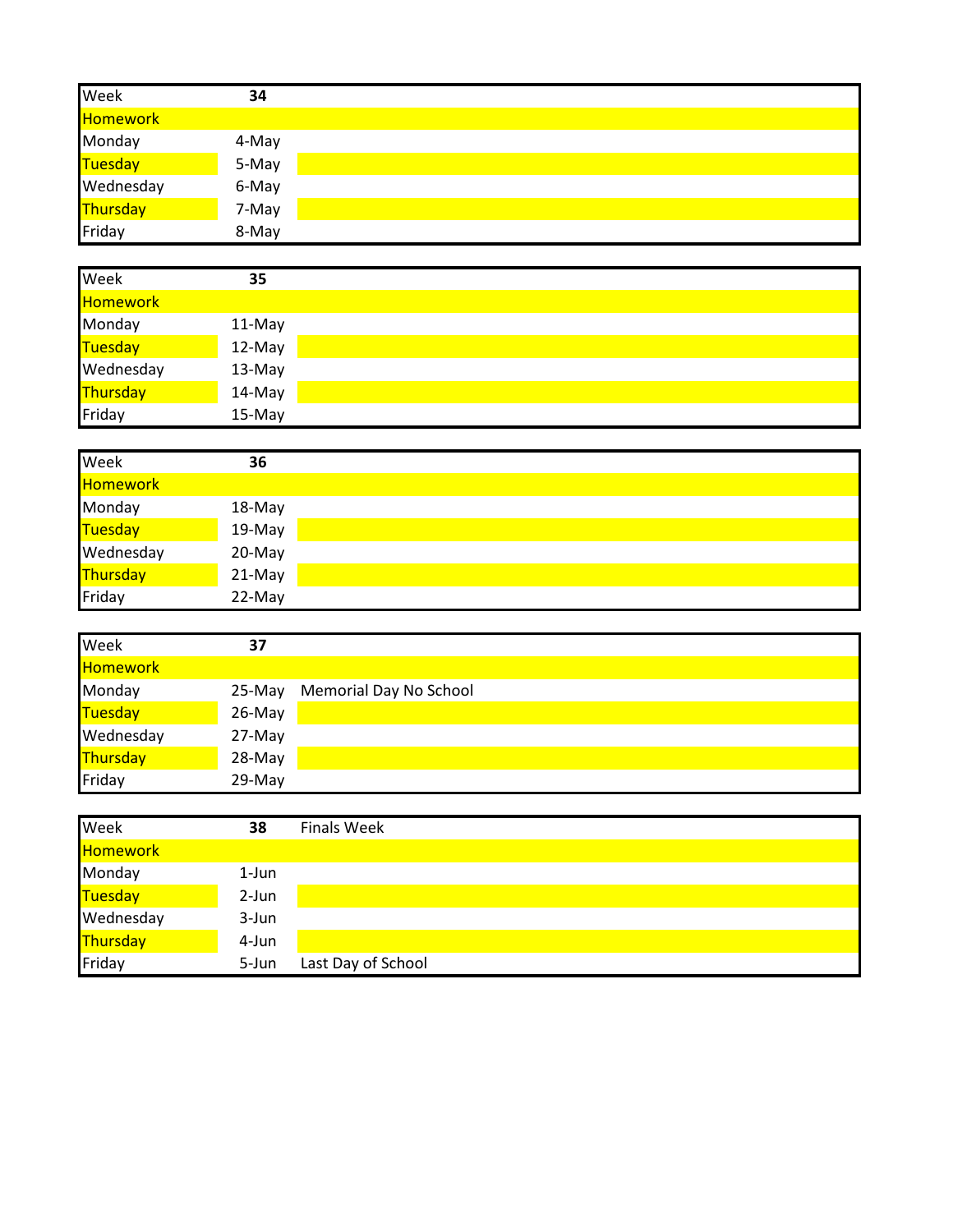| | | |
|---|---|---|
| Week | **34** | |
| Homework | | |
| Monday | 4-May | |
| Tuesday | 5-May | |
| Wednesday | 6-May | |
| Thursday | 7-May | |
| Friday | 8-May | |

| | | |
|---|---|---|
| Week | **35** | |
| Homework | | |
| Monday | 11-May | |
| Tuesday | 12-May | |
| Wednesday | 13-May | |
| Thursday | 14-May | |
| Friday | 15-May | |

| | | |
|---|---|---|
| Week | **36** | |
| Homework | | |
| Monday | 18-May | |
| Tuesday | 19-May | |
| Wednesday | 20-May | |
| Thursday | 21-May | |
| Friday | 22-May | |

| | | |
|---|---|---|
| Week | **37** | |
| Homework | | |
| Monday | 25-May | Memorial Day No School |
| Tuesday | 26-May | |
| Wednesday | 27-May | |
| Thursday | 28-May | |
| Friday | 29-May | |

| | | |
|---|---|---|
| Week | **38** | Finals Week |
| Homework | | |
| Monday | 1-Jun | |
| Tuesday | 2-Jun | |
| Wednesday | 3-Jun | |
| Thursday | 4-Jun | |
| Friday | 5-Jun | Last Day of School |